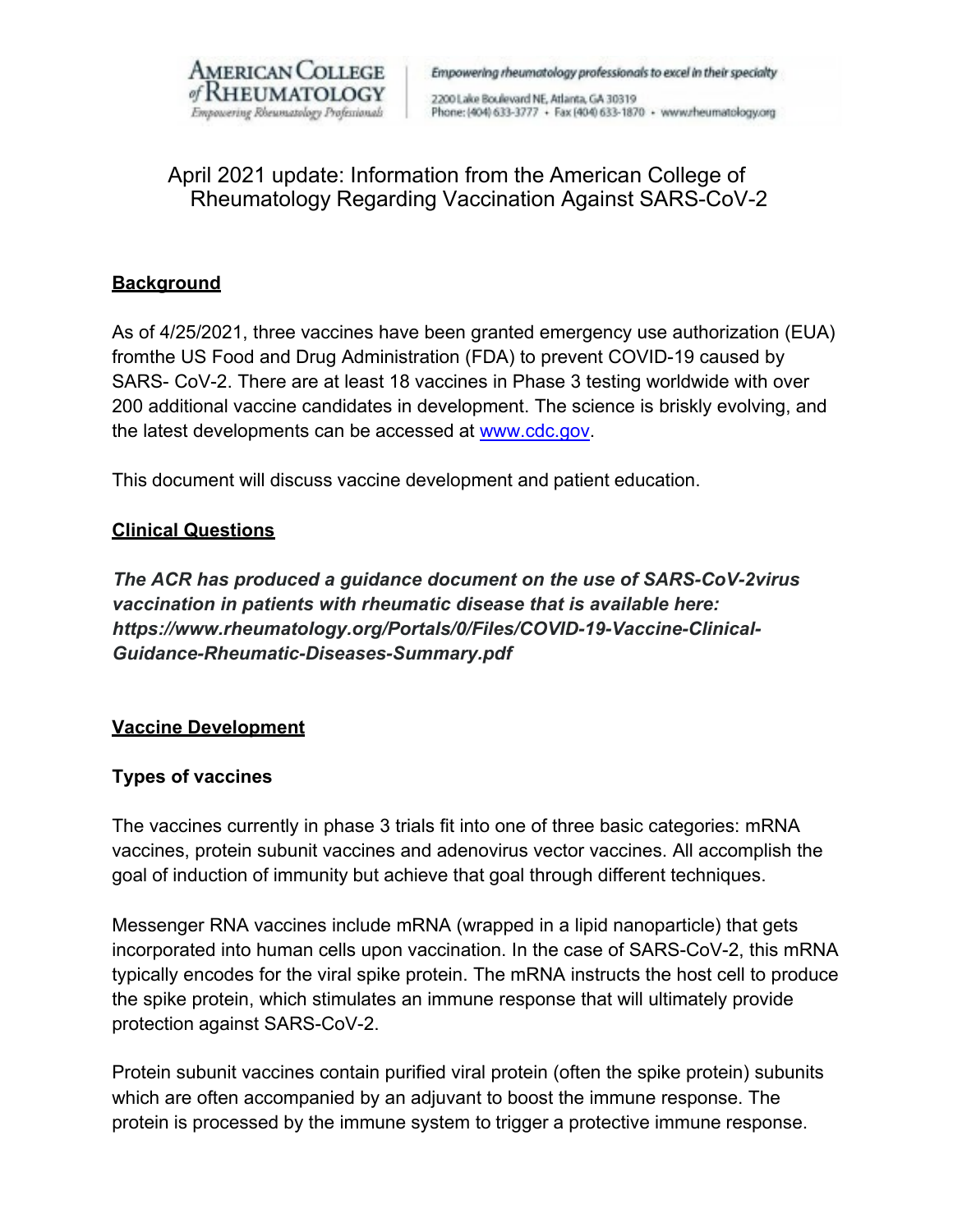# April 2021 update: Information from the American College of Rheumatology Regarding Vaccination Against SARS-CoV-2

## Background

As of 4/25/2021, three vaccines have been granted emergency use authorization (EUA) fromthe US Food and Drug Administration (FDA) to prevent COVID-19 caused by SARS- CoV-2. There are at least 18 vaccines in Phase 3 testing worldwide with over 200 additional vaccine candidates in development. The science is briskly evolving, and the latest developments can be accessed at www.cdc.gov.

This document will discuss vaccine development and patient education.

## Clinical Questions

***The ACR has produced a guidance document on the use of SARS-CoV-2virus vaccination in patients with rheumatic disease that is available here: https://www.rheumatology.org/Portals/0/Files/COVID-19-Vaccine-Clinical-Guidance-Rheumatic-Diseases-Summary.pdf***

## Vaccine Development

### Types of vaccines

The vaccines currently in phase 3 trials fit into one of three basic categories: mRNA vaccines, protein subunit vaccines and adenovirus vector vaccines. All accomplish the goal of induction of immunity but achieve that goal through different techniques.

Messenger RNA vaccines include mRNA (wrapped in a lipid nanoparticle) that gets incorporated into human cells upon vaccination. In the case of SARS-CoV-2, this mRNA typically encodes for the viral spike protein. The mRNA instructs the host cell to produce the spike protein, which stimulates an immune response that will ultimately provide protection against SARS-CoV-2.

Protein subunit vaccines contain purified viral protein (often the spike protein) subunits which are often accompanied by an adjuvant to boost the immune response. The protein is processed by the immune system to trigger a protective immune response.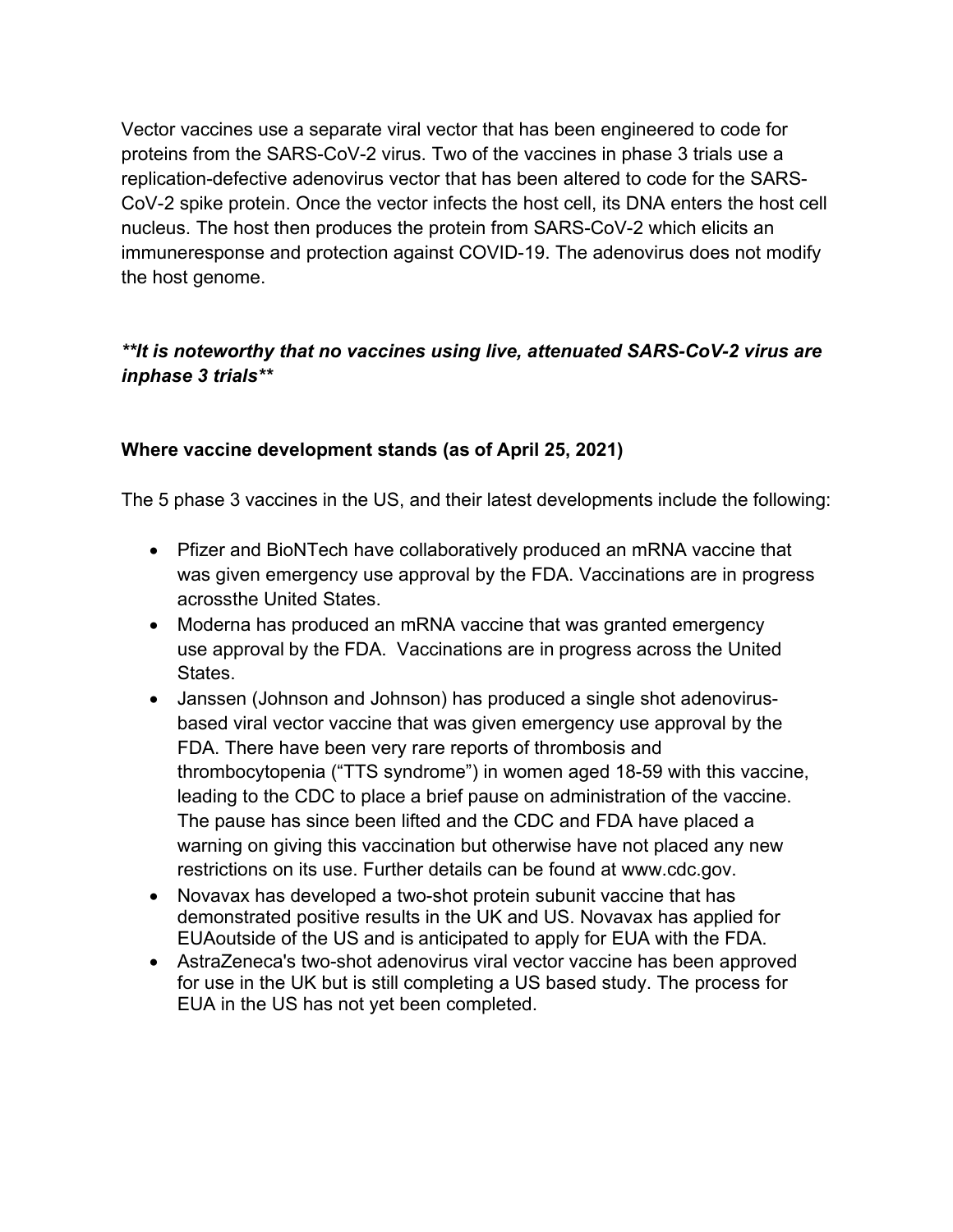Vector vaccines use a separate viral vector that has been engineered to code for proteins from the SARS-CoV-2 virus. Two of the vaccines in phase 3 trials use a replication-defective adenovirus vector that has been altered to code for the SARS-CoV-2 spike protein. Once the vector infects the host cell, its DNA enters the host cell nucleus. The host then produces the protein from SARS-CoV-2 which elicits an immuneresponse and protection against COVID-19. The adenovirus does not modify the host genome.

***\*\*It is noteworthy that no vaccines using live, attenuated SARS-CoV-2 virus are inphase 3 trials\*\****

**Where vaccine development stands (as of April 25, 2021)**

The 5 phase 3 vaccines in the US, and their latest developments include the following:

- Pfizer and BioNTech have collaboratively produced an mRNA vaccine that was given emergency use approval by the FDA. Vaccinations are in progress acrossthe United States.
- Moderna has produced an mRNA vaccine that was granted emergency use approval by the FDA. Vaccinations are in progress across the United States.
- Janssen (Johnson and Johnson) has produced a single shot adenovirus-based viral vector vaccine that was given emergency use approval by the FDA. There have been very rare reports of thrombosis and thrombocytopenia ("TTS syndrome") in women aged 18-59 with this vaccine, leading to the CDC to place a brief pause on administration of the vaccine. The pause has since been lifted and the CDC and FDA have placed a warning on giving this vaccination but otherwise have not placed any new restrictions on its use. Further details can be found at www.cdc.gov.
- Novavax has developed a two-shot protein subunit vaccine that has demonstrated positive results in the UK and US. Novavax has applied for EUAoutside of the US and is anticipated to apply for EUA with the FDA.
- AstraZeneca's two-shot adenovirus viral vector vaccine has been approved for use in the UK but is still completing a US based study. The process for EUA in the US has not yet been completed.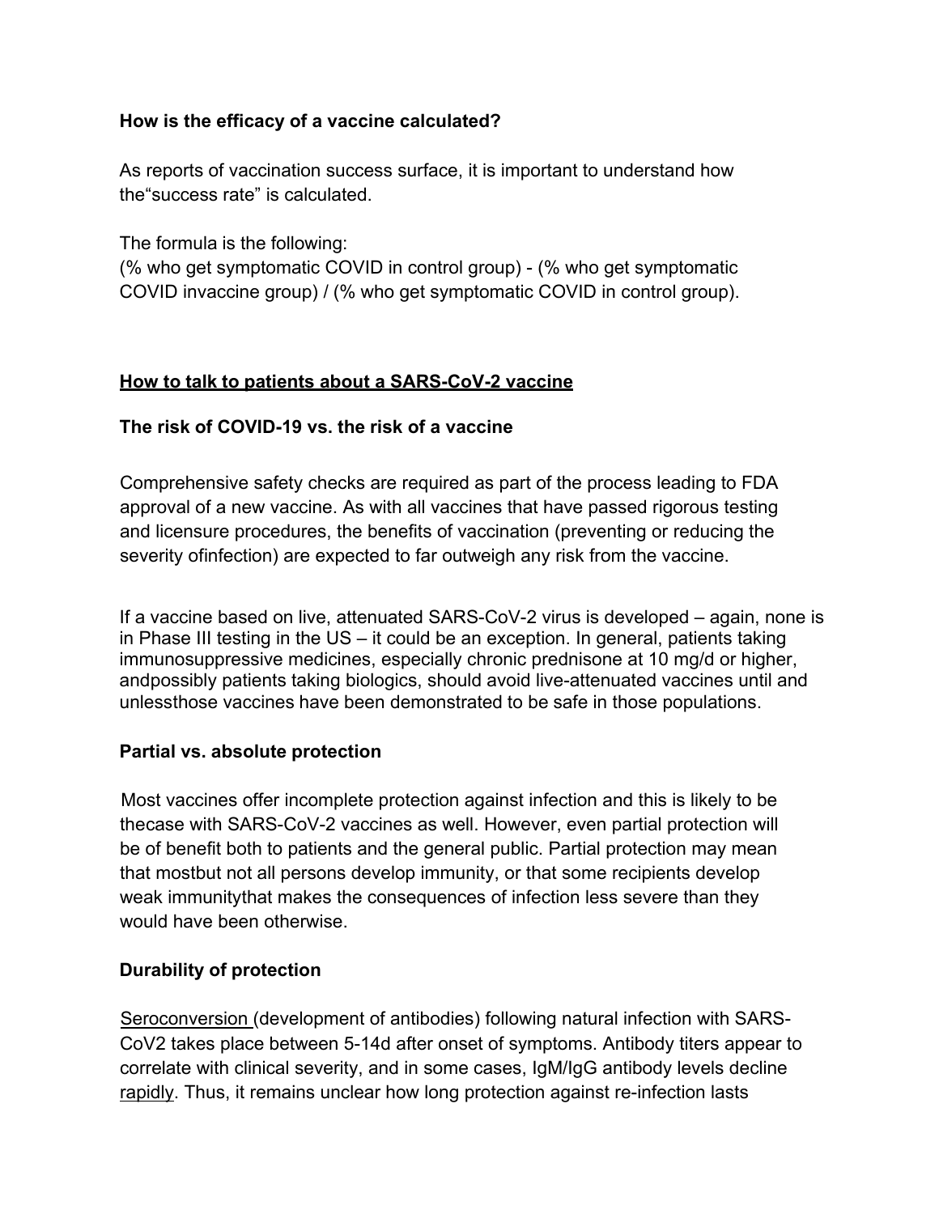**How is the efficacy of a vaccine calculated?**

As reports of vaccination success surface, it is important to understand how the“success rate” is calculated.

The formula is the following:
(% who get symptomatic COVID in control group) - (% who get symptomatic COVID invaccine group) / (% who get symptomatic COVID in control group).

## How to talk to patients about a SARS-CoV-2 vaccine

### The risk of COVID-19 vs. the risk of a vaccine

Comprehensive safety checks are required as part of the process leading to FDA approval of a new vaccine. As with all vaccines that have passed rigorous testing and licensure procedures, the benefits of vaccination (preventing or reducing the severity ofinfection) are expected to far outweigh any risk from the vaccine.

If a vaccine based on live, attenuated SARS-CoV-2 virus is developed – again, none is in Phase III testing in the US – it could be an exception. In general, patients taking immunosuppressive medicines, especially chronic prednisone at 10 mg/d or higher, andpossibly patients taking biologics, should avoid live-attenuated vaccines until and unlessthose vaccines have been demonstrated to be safe in those populations.

### Partial vs. absolute protection

Most vaccines offer incomplete protection against infection and this is likely to be thecase with SARS-CoV-2 vaccines as well. However, even partial protection will be of benefit both to patients and the general public. Partial protection may mean that mostbut not all persons develop immunity, or that some recipients develop weak immunitythat makes the consequences of infection less severe than they would have been otherwise.

### Durability of protection

Seroconversion (development of antibodies) following natural infection with SARS-CoV2 takes place between 5-14d after onset of symptoms. Antibody titers appear to correlate with clinical severity, and in some cases, IgM/IgG antibody levels decline rapidly. Thus, it remains unclear how long protection against re-infection lasts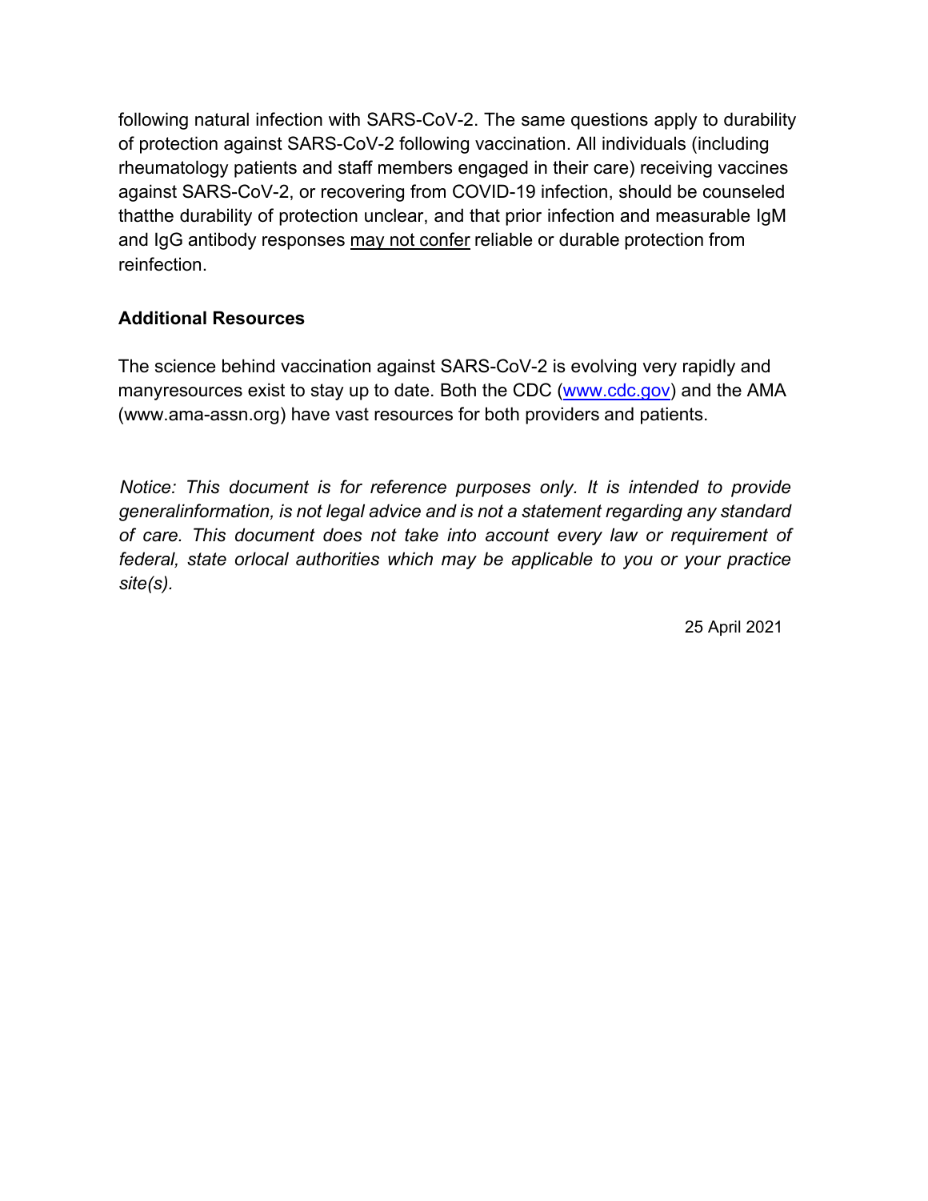following natural infection with SARS-CoV-2. The same questions apply to durability of protection against SARS-CoV-2 following vaccination. All individuals (including rheumatology patients and staff members engaged in their care) receiving vaccines against SARS-CoV-2, or recovering from COVID-19 infection, should be counseled thatthe durability of protection unclear, and that prior infection and measurable IgM and IgG antibody responses <u>may not confer</u> reliable or durable protection from reinfection.

**Additional Resources**

The science behind vaccination against SARS-CoV-2 is evolving very rapidly and manyresources exist to stay up to date. Both the CDC ([www.cdc.gov](http://www.cdc.gov)) and the AMA (www.ama-assn.org) have vast resources for both providers and patients.

*Notice: This document is for reference purposes only. It is intended to provide generalinformation, is not legal advice and is not a statement regarding any standard of care. This document does not take into account every law or requirement of federal, state orlocal authorities which may be applicable to you or your practice site(s).*

25 April 2021